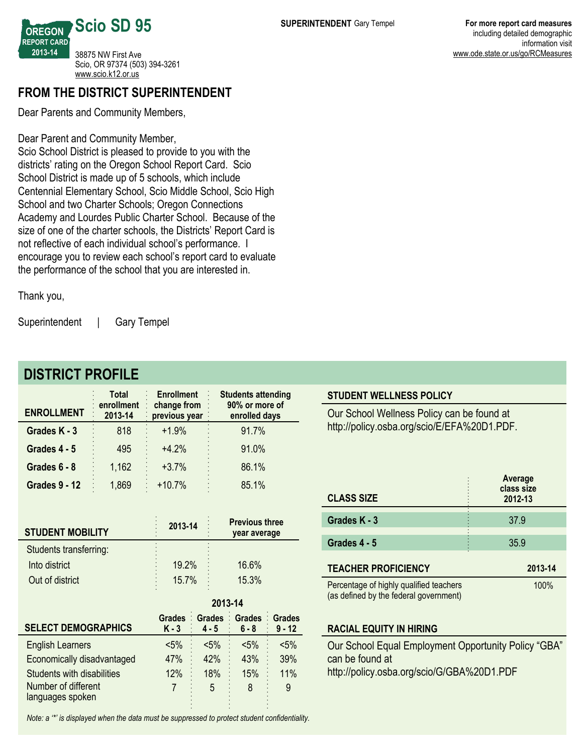OREGON REPORT CARD 2013-14

# Scio SD 95

38875 NW First Ave
Scio, OR 97374 (503) 394-3261
www.scio.k12.or.us

**SUPERINTENDENT** Gary Tempel

**For more report card measures** including detailed demographic information visit www.ode.state.or.us/go/RCMeasures

## FROM THE DISTRICT SUPERINTENDENT

Dear Parents and Community Members,

Dear Parent and Community Member,
Scio School District is pleased to provide to you with the districts' rating on the Oregon School Report Card. Scio School District is made up of 5 schools, which include Centennial Elementary School, Scio Middle School, Scio High School and two Charter Schools; Oregon Connections Academy and Lourdes Public Charter School. Because of the size of one of the charter schools, the Districts' Report Card is not reflective of each individual school's performance. I encourage you to review each school's report card to evaluate the performance of the school that you are interested in.

Thank you,

Superintendent | Gary Tempel

## DISTRICT PROFILE

| ENROLLMENT | Total enrollment 2013-14 | Enrollment change from previous year | Students attending 90% or more of enrolled days |
|---|---|---|---|
| **Grades K - 3** | 818 | +1.9% | 91.7% |
| **Grades 4 - 5** | 495 | +4.2% | 91.0% |
| **Grades 6 - 8** | 1,162 | +3.7% | 86.1% |
| **Grades 9 - 12** | 1,869 | +10.7% | 85.1% |

| STUDENT MOBILITY | 2013-14 | Previous three year average |
|---|---|---|
| Students transferring: | | |
| Into district | 19.2% | 16.6% |
| Out of district | 15.7% | 15.3% |

| SELECT DEMOGRAPHICS | 2013-14 Grades K - 3 | Grades 4 - 5 | Grades 6 - 8 | Grades 9 - 12 |
|---|---|---|---|---|
| English Learners | <5% | <5% | <5% | <5% |
| Economically disadvantaged | 47% | 42% | 43% | 39% |
| Students with disabilities | 12% | 18% | 15% | 11% |
| Number of different languages spoken | 7 | 5 | 8 | 9 |

*Note: a '*' is displayed when the data must be suppressed to protect student confidentiality.*

### STUDENT WELLNESS POLICY

Our School Wellness Policy can be found at http://policy.osba.org/scio/E/EFA%20D1.PDF.

| CLASS SIZE | Average class size 2012-13 |
|---|---|
| **Grades K - 3** | 37.9 |
| **Grades 4 - 5** | 35.9 |

| TEACHER PROFICIENCY | 2013-14 |
|---|---|
| Percentage of highly qualified teachers (as defined by the federal government) | 100% |

### RACIAL EQUITY IN HIRING

Our School Equal Employment Opportunity Policy "GBA" can be found at http://policy.osba.org/scio/G/GBA%20D1.PDF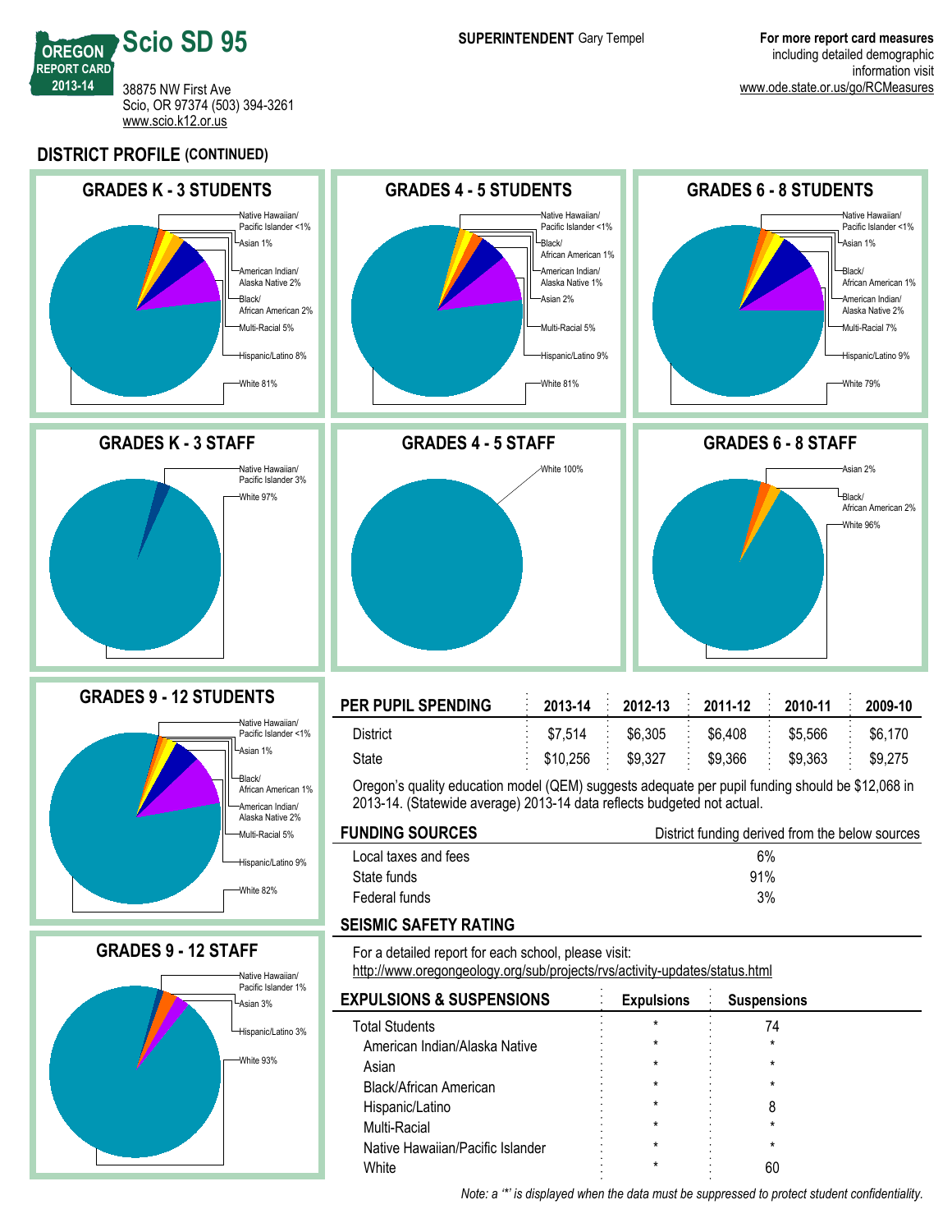# Scio SD 95

OREGON REPORT CARD 2013-14

38875 NW First Ave
Scio, OR 97374 (503) 394-3261
www.scio.k12.or.us

**SUPERINTENDENT** Gary Tempel

**For more report card measures** including detailed demographic information visit www.ode.state.or.us/go/RCMeasures

## DISTRICT PROFILE (CONTINUED)

### GRADES K - 3 STUDENTS

Native Hawaiian/ Pacific Islander <1%
Asian 1%
American Indian/ Alaska Native 2%
Black/ African American 2%
Multi-Racial 5%
Hispanic/Latino 8%
White 81%

### GRADES 4 - 5 STUDENTS

Native Hawaiian/ Pacific Islander <1%
Black/ African American 1%
American Indian/ Alaska Native 1%
Asian 2%
Multi-Racial 5%
Hispanic/Latino 9%
White 81%

### GRADES 6 - 8 STUDENTS

Native Hawaiian/ Pacific Islander <1%
Asian 1%
Black/ African American 1%
American Indian/ Alaska Native 2%
Multi-Racial 7%
Hispanic/Latino 9%
White 79%

### GRADES K - 3 STAFF

Native Hawaiian/ Pacific Islander 3%
White 97%

### GRADES 4 - 5 STAFF

White 100%

### GRADES 6 - 8 STAFF

Asian 2%
Black/ African American 2%
White 96%

### GRADES 9 - 12 STUDENTS

Native Hawaiian/ Pacific Islander <1%
Asian 1%
Black/ African American 1%
American Indian/ Alaska Native 2%
Multi-Racial 5%
Hispanic/Latino 9%
White 82%

### GRADES 9 - 12 STAFF

Native Hawaiian/ Pacific Islander 1%
Asian 3%
Hispanic/Latino 3%
White 93%

| PER PUPIL SPENDING | 2013-14 | 2012-13 | 2011-12 | 2010-11 | 2009-10 |
|---|---|---|---|---|---|
| District | $7,514 | $6,305 | $6,408 | $5,566 | $6,170 |
| State | $10,256 | $9,327 | $9,366 | $9,363 | $9,275 |

Oregon's quality education model (QEM) suggests adequate per pupil funding should be $12,068 in 2013-14. (Statewide average) 2013-14 data reflects budgeted not actual.

| FUNDING SOURCES | District funding derived from the below sources |
|---|---|
| Local taxes and fees | 6% |
| State funds | 91% |
| Federal funds | 3% |

### SEISMIC SAFETY RATING

For a detailed report for each school, please visit:
http://www.oregongeology.org/sub/projects/rvs/activity-updates/status.html

| EXPULSIONS & SUSPENSIONS | Expulsions | Suspensions |
|---|---|---|
| Total Students | * | 74 |
| American Indian/Alaska Native | * | * |
| Asian | * | * |
| Black/African American | * | * |
| Hispanic/Latino | * | 8 |
| Multi-Racial | * | * |
| Native Hawaiian/Pacific Islander | * | * |
| White | * | 60 |

*Note: a '*' is displayed when the data must be suppressed to protect student confidentiality.*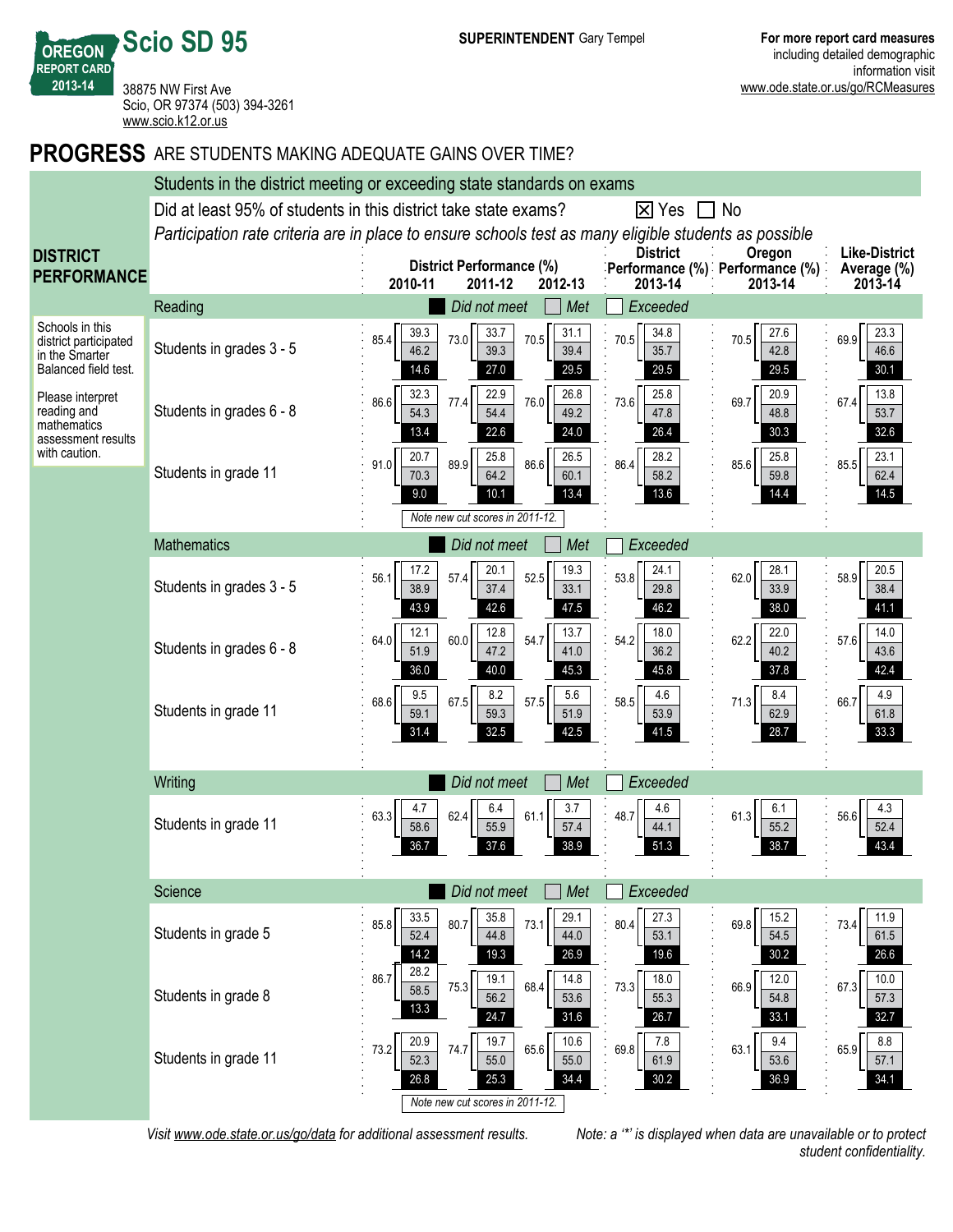# Scio SD 95

**OREGON REPORT CARD 2013-14**

38875 NW First Ave
Scio, OR 97374 (503) 394-3261
www.scio.k12.or.us

**SUPERINTENDENT** Gary Tempel

**For more report card measures** including detailed demographic information visit www.ode.state.or.us/go/RCMeasures

## PROGRESS ARE STUDENTS MAKING ADEQUATE GAINS OVER TIME?

### DISTRICT PERFORMANCE

Students in the district meeting or exceeding state standards on exams

Did at least 95% of students in this district take state exams? ☒ Yes ☐ No

*Participation rate criteria are in place to ensure schools test as many eligible students as possible*

Schools in this district participated in the Smarter Balanced field test.

Please interpret reading and mathematics assessment results with caution.

Legend: ■ Did not meet ☐ Met ☐ Exceeded

Each cell: Total meeting or exceeding (Exceeded / Met / Did not meet)

| | District Performance (%) 2010-11 | District Performance (%) 2011-12 | District Performance (%) 2012-13 | District Performance (%) 2013-14 | Oregon Performance (%) 2013-14 | Like-District Average (%) 2013-14 |
|---|---|---|---|---|---|---|
| **Reading** | | | | | | |
| Students in grades 3 - 5 | 85.4 (39.3 / 46.2 / 14.6) | 73.0 (33.7 / 39.3 / 27.0) | 70.5 (31.1 / 39.4 / 29.5) | 70.5 (34.8 / 35.7 / 29.5) | 70.5 (27.6 / 42.8 / 29.5) | 69.9 (23.3 / 46.6 / 30.1) |
| Students in grades 6 - 8 | 86.6 (32.3 / 54.3 / 13.4) | 77.4 (22.9 / 54.4 / 22.6) | 76.0 (26.8 / 49.2 / 24.0) | 73.6 (25.8 / 47.8 / 26.4) | 69.7 (20.9 / 48.8 / 30.3) | 67.4 (13.8 / 53.7 / 32.6) |
| Students in grade 11 | 91.0 (20.7 / 70.3 / 9.0) | 89.9 (25.8 / 64.2 / 10.1) | 86.6 (26.5 / 60.1 / 13.4) | 86.4 (28.2 / 58.2 / 13.6) | 85.6 (25.8 / 59.8 / 14.4) | 85.5 (23.1 / 62.4 / 14.5) |
| **Mathematics** | | | | | | |
| Students in grades 3 - 5 | 56.1 (17.2 / 38.9 / 43.9) | 57.4 (20.1 / 37.4 / 42.6) | 52.5 (19.3 / 33.1 / 47.5) | 53.8 (24.1 / 29.8 / 46.2) | 62.0 (28.1 / 33.9 / 38.0) | 58.9 (20.5 / 38.4 / 41.1) |
| Students in grades 6 - 8 | 64.0 (12.1 / 51.9 / 36.0) | 60.0 (12.8 / 47.2 / 40.0) | 54.7 (13.7 / 41.0 / 45.3) | 54.2 (18.0 / 36.2 / 45.8) | 62.2 (22.0 / 40.2 / 37.8) | 57.6 (14.0 / 43.6 / 42.4) |
| Students in grade 11 | 68.6 (9.5 / 59.1 / 31.4) | 67.5 (8.2 / 59.3 / 32.5) | 57.5 (5.6 / 51.9 / 42.5) | 58.5 (4.6 / 53.9 / 41.5) | 71.3 (8.4 / 62.9 / 28.7) | 66.7 (4.9 / 61.8 / 33.3) |
| **Writing** | | | | | | |
| Students in grade 11 | 63.3 (4.7 / 58.6 / 36.7) | 62.4 (6.4 / 55.9 / 37.6) | 61.1 (3.7 / 57.4 / 38.9) | 48.7 (4.6 / 44.1 / 51.3) | 61.3 (6.1 / 55.2 / 38.7) | 56.6 (4.3 / 52.4 / 43.4) |
| **Science** | | | | | | |
| Students in grade 5 | 85.8 (33.5 / 52.4 / 14.2) | 80.7 (35.8 / 44.8 / 19.3) | 73.1 (29.1 / 44.0 / 26.9) | 80.4 (27.3 / 53.1 / 19.6) | 69.8 (15.2 / 54.5 / 30.2) | 73.4 (11.9 / 61.5 / 26.6) |
| Students in grade 8 | 86.7 (28.2 / 58.5 / 13.3) | 75.3 (19.1 / 56.2 / 24.7) | 68.4 (14.8 / 53.6 / 31.6) | 73.3 (18.0 / 55.3 / 26.7) | 66.9 (12.0 / 54.8 / 33.1) | 67.3 (10.0 / 57.3 / 32.7) |
| Students in grade 11 | 73.2 (20.9 / 52.3 / 26.8) | 74.7 (19.7 / 55.0 / 25.3) | 65.6 (10.6 / 55.0 / 34.4) | 69.8 (7.8 / 61.9 / 30.2) | 63.1 (9.4 / 53.6 / 36.9) | 65.9 (8.8 / 57.1 / 34.1) |

*Note new cut scores in 2011-12.* (Reading)

*Note new cut scores in 2011-12.* (Science)

*Visit www.ode.state.or.us/go/data for additional assessment results.*

*Note: a '\*' is displayed when data are unavailable or to protect student confidentiality.*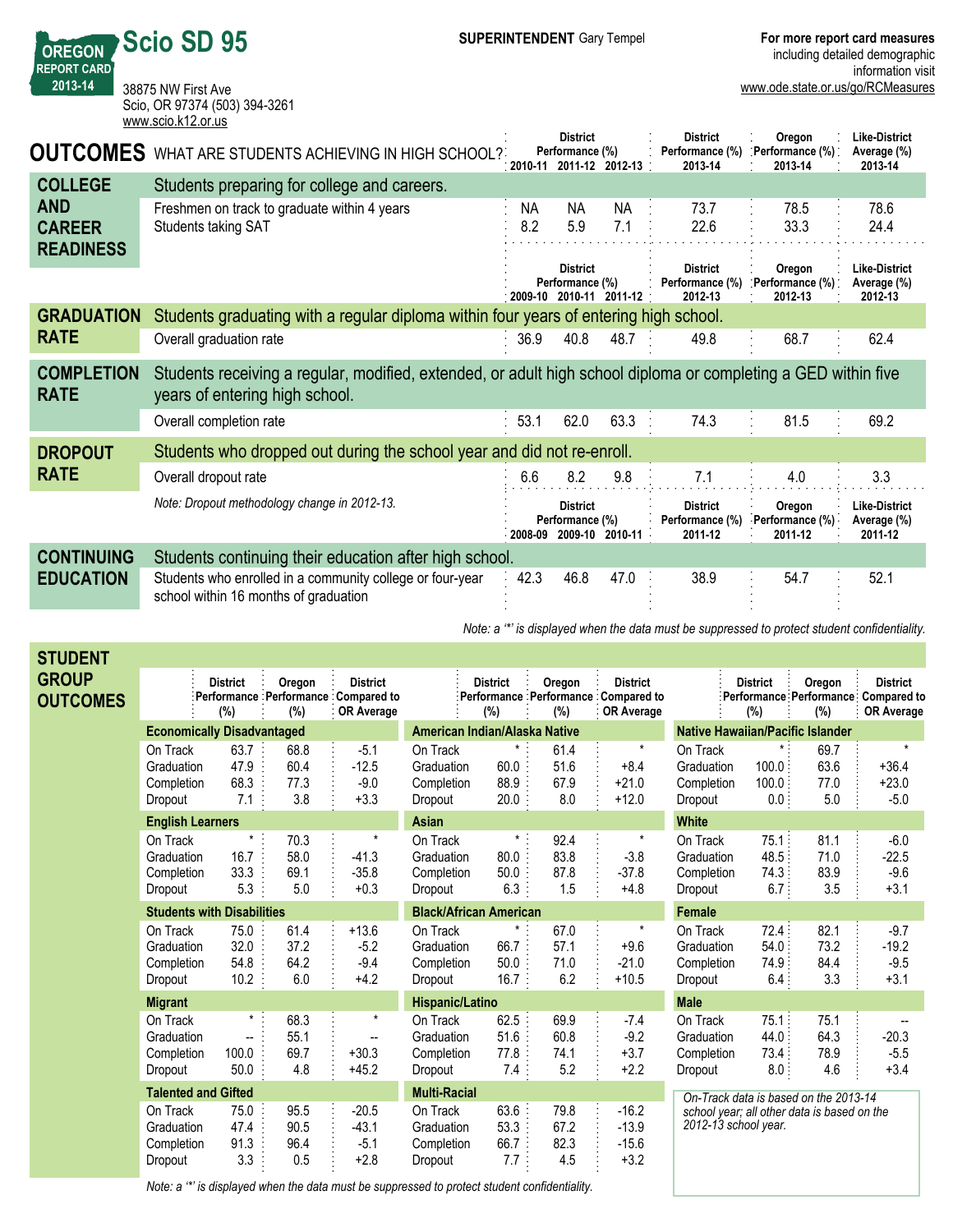OREGON REPORT CARD 2013-14

# Scio SD 95

38875 NW First Ave
Scio, OR 97374 (503) 394-3261
www.scio.k12.or.us

**SUPERINTENDENT** Gary Tempel

**For more report card measures** including detailed demographic information visit www.ode.state.or.us/go/RCMeasures

## OUTCOMES WHAT ARE STUDENTS ACHIEVING IN HIGH SCHOOL?

### COLLEGE AND CAREER READINESS

Students preparing for college and careers.

| | District Performance (%) 2010-11 | 2011-12 | 2012-13 | District Performance (%) 2013-14 | Oregon Performance (%) 2013-14 | Like-District Average (%) 2013-14 |
|---|---|---|---|---|---|---|
| Freshmen on track to graduate within 4 years | NA | NA | NA | 73.7 | 78.5 | 78.6 |
| Students taking SAT | 8.2 | 5.9 | 7.1 | 22.6 | 33.3 | 24.4 |

### GRADUATION RATE

Students graduating with a regular diploma within four years of entering high school.

| | District Performance (%) 2009-10 | 2010-11 | 2011-12 | District Performance (%) 2012-13 | Oregon Performance (%) 2012-13 | Like-District Average (%) 2012-13 |
|---|---|---|---|---|---|---|
| Overall graduation rate | 36.9 | 40.8 | 48.7 | 49.8 | 68.7 | 62.4 |

### COMPLETION RATE

Students receiving a regular, modified, extended, or adult high school diploma or completing a GED within five years of entering high school.

| | District Performance (%) 2009-10 | 2010-11 | 2011-12 | District Performance (%) 2012-13 | Oregon Performance (%) 2012-13 | Like-District Average (%) 2012-13 |
|---|---|---|---|---|---|---|
| Overall completion rate | 53.1 | 62.0 | 63.3 | 74.3 | 81.5 | 69.2 |

### DROPOUT RATE

Students who dropped out during the school year and did not re-enroll.

| | District Performance (%) 2009-10 | 2010-11 | 2011-12 | District Performance (%) 2012-13 | Oregon Performance (%) 2012-13 | Like-District Average (%) 2012-13 |
|---|---|---|---|---|---|---|
| Overall dropout rate | 6.6 | 8.2 | 9.8 | 7.1 | 4.0 | 3.3 |

*Note: Dropout methodology change in 2012-13.*

### CONTINUING EDUCATION

Students continuing their education after high school.

| | District Performance (%) 2008-09 | 2009-10 | 2010-11 | District Performance (%) 2011-12 | Oregon Performance (%) 2011-12 | Like-District Average (%) 2011-12 |
|---|---|---|---|---|---|---|
| Students who enrolled in a community college or four-year school within 16 months of graduation | 42.3 | 46.8 | 47.0 | 38.9 | 54.7 | 52.1 |

*Note: a '*' is displayed when the data must be suppressed to protect student confidentiality.*

## STUDENT GROUP OUTCOMES

| | District Performance (%) | Oregon Performance (%) | District Compared to OR Average |
|---|---|---|---|
| **Economically Disadvantaged** | | | |
| On Track | 63.7 | 68.8 | -5.1 |
| Graduation | 47.9 | 60.4 | -12.5 |
| Completion | 68.3 | 77.3 | -9.0 |
| Dropout | 7.1 | 3.8 | +3.3 |
| **English Learners** | | | |
| On Track | * | 70.3 | * |
| Graduation | 16.7 | 58.0 | -41.3 |
| Completion | 33.3 | 69.1 | -35.8 |
| Dropout | 5.3 | 5.0 | +0.3 |
| **Students with Disabilities** | | | |
| On Track | 75.0 | 61.4 | +13.6 |
| Graduation | 32.0 | 37.2 | -5.2 |
| Completion | 54.8 | 64.2 | -9.4 |
| Dropout | 10.2 | 6.0 | +4.2 |
| **Migrant** | | | |
| On Track | * | 68.3 | * |
| Graduation | -- | 55.1 | -- |
| Completion | 100.0 | 69.7 | +30.3 |
| Dropout | 50.0 | 4.8 | +45.2 |
| **Talented and Gifted** | | | |
| On Track | 75.0 | 95.5 | -20.5 |
| Graduation | 47.4 | 90.5 | -43.1 |
| Completion | 91.3 | 96.4 | -5.1 |
| Dropout | 3.3 | 0.5 | +2.8 |

| | District Performance (%) | Oregon Performance (%) | District Compared to OR Average |
|---|---|---|---|
| **American Indian/Alaska Native** | | | |
| On Track | * | 61.4 | * |
| Graduation | 60.0 | 51.6 | +8.4 |
| Completion | 88.9 | 67.9 | +21.0 |
| Dropout | 20.0 | 8.0 | +12.0 |
| **Asian** | | | |
| On Track | * | 92.4 | * |
| Graduation | 80.0 | 83.8 | -3.8 |
| Completion | 50.0 | 87.8 | -37.8 |
| Dropout | 6.3 | 1.5 | +4.8 |
| **Black/African American** | | | |
| On Track | * | 67.0 | * |
| Graduation | 66.7 | 57.1 | +9.6 |
| Completion | 50.0 | 71.0 | -21.0 |
| Dropout | 16.7 | 6.2 | +10.5 |
| **Hispanic/Latino** | | | |
| On Track | 62.5 | 69.9 | -7.4 |
| Graduation | 51.6 | 60.8 | -9.2 |
| Completion | 77.8 | 74.1 | +3.7 |
| Dropout | 7.4 | 5.2 | +2.2 |
| **Multi-Racial** | | | |
| On Track | 63.6 | 79.8 | -16.2 |
| Graduation | 53.3 | 67.2 | -13.9 |
| Completion | 66.7 | 82.3 | -15.6 |
| Dropout | 7.7 | 4.5 | +3.2 |

| | District Performance (%) | Oregon Performance (%) | District Compared to OR Average |
|---|---|---|---|
| **Native Hawaiian/Pacific Islander** | | | |
| On Track | * | 69.7 | * |
| Graduation | 100.0 | 63.6 | +36.4 |
| Completion | 100.0 | 77.0 | +23.0 |
| Dropout | 0.0 | 5.0 | -5.0 |
| **White** | | | |
| On Track | 75.1 | 81.1 | -6.0 |
| Graduation | 48.5 | 71.0 | -22.5 |
| Completion | 74.3 | 83.9 | -9.6 |
| Dropout | 6.7 | 3.5 | +3.1 |
| **Female** | | | |
| On Track | 72.4 | 82.1 | -9.7 |
| Graduation | 54.0 | 73.2 | -19.2 |
| Completion | 74.9 | 84.4 | -9.5 |
| Dropout | 6.4 | 3.3 | +3.1 |
| **Male** | | | |
| On Track | 75.1 | 75.1 | -- |
| Graduation | 44.0 | 64.3 | -20.3 |
| Completion | 73.4 | 78.9 | -5.5 |
| Dropout | 8.0 | 4.6 | +3.4 |

*On-Track data is based on the 2013-14 school year; all other data is based on the 2012-13 school year.*

*Note: a '*' is displayed when the data must be suppressed to protect student confidentiality.*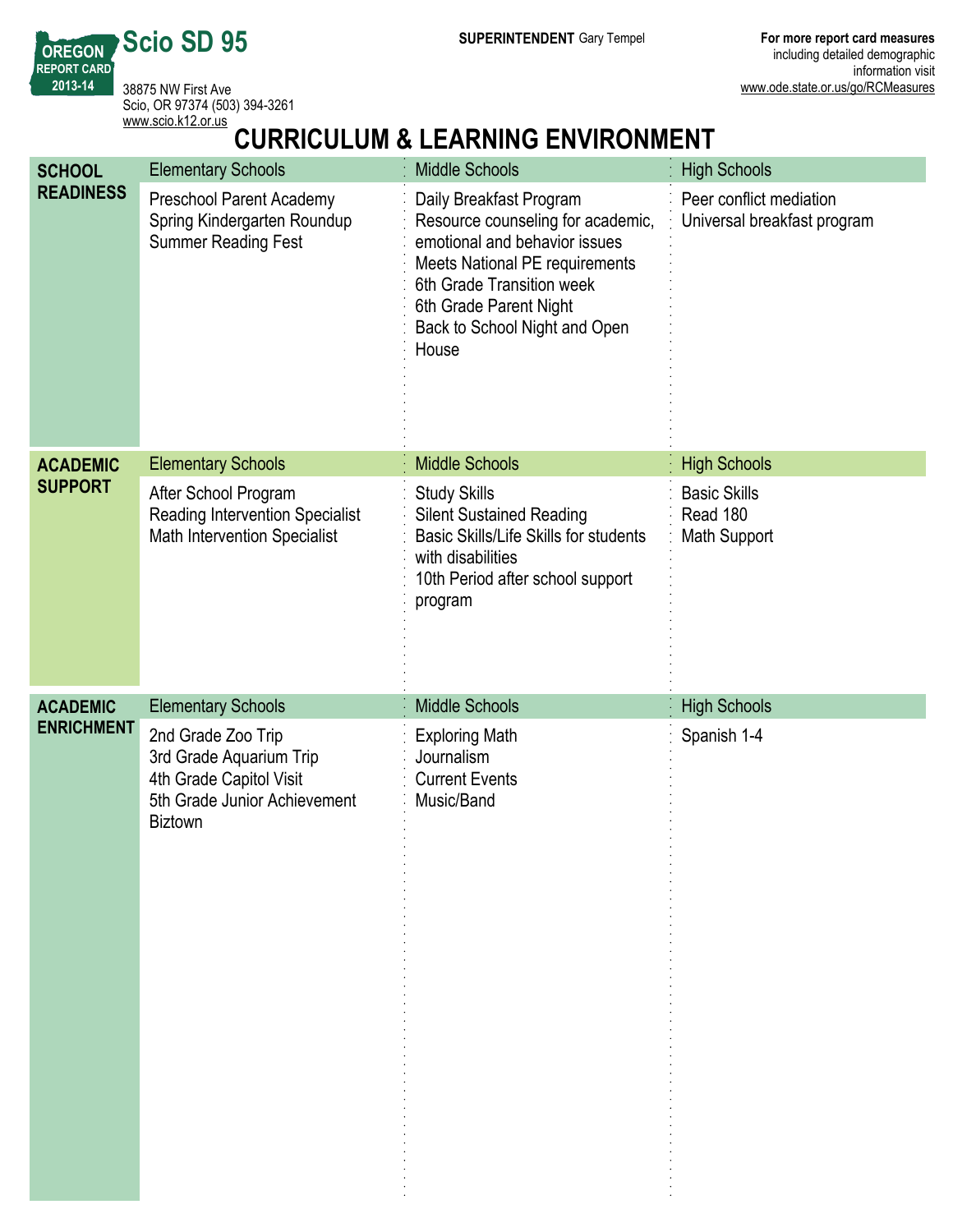OREGON REPORT CARD 2013-14

# Scio SD 95

38875 NW First Ave
Scio, OR 97374 (503) 394-3261
www.scio.k12.or.us

**SUPERINTENDENT** Gary Tempel

**For more report card measures** including detailed demographic information visit www.ode.state.or.us/go/RCMeasures

## CURRICULUM & LEARNING ENVIRONMENT

| | Elementary Schools | Middle Schools | High Schools |
|---|---|---|---|
| **SCHOOL READINESS** | Preschool Parent Academy<br>Spring Kindergarten Roundup<br>Summer Reading Fest | Daily Breakfast Program<br>Resource counseling for academic, emotional and behavior issues<br>Meets National PE requirements<br>6th Grade Transition week<br>6th Grade Parent Night<br>Back to School Night and Open House | Peer conflict mediation<br>Universal breakfast program |
| **ACADEMIC SUPPORT** | After School Program<br>Reading Intervention Specialist<br>Math Intervention Specialist | Study Skills<br>Silent Sustained Reading<br>Basic Skills/Life Skills for students with disabilities<br>10th Period after school support program | Basic Skills<br>Read 180<br>Math Support |
| **ACADEMIC ENRICHMENT** | 2nd Grade Zoo Trip<br>3rd Grade Aquarium Trip<br>4th Grade Capitol Visit<br>5th Grade Junior Achievement Biztown | Exploring Math<br>Journalism<br>Current Events<br>Music/Band | Spanish 1-4 |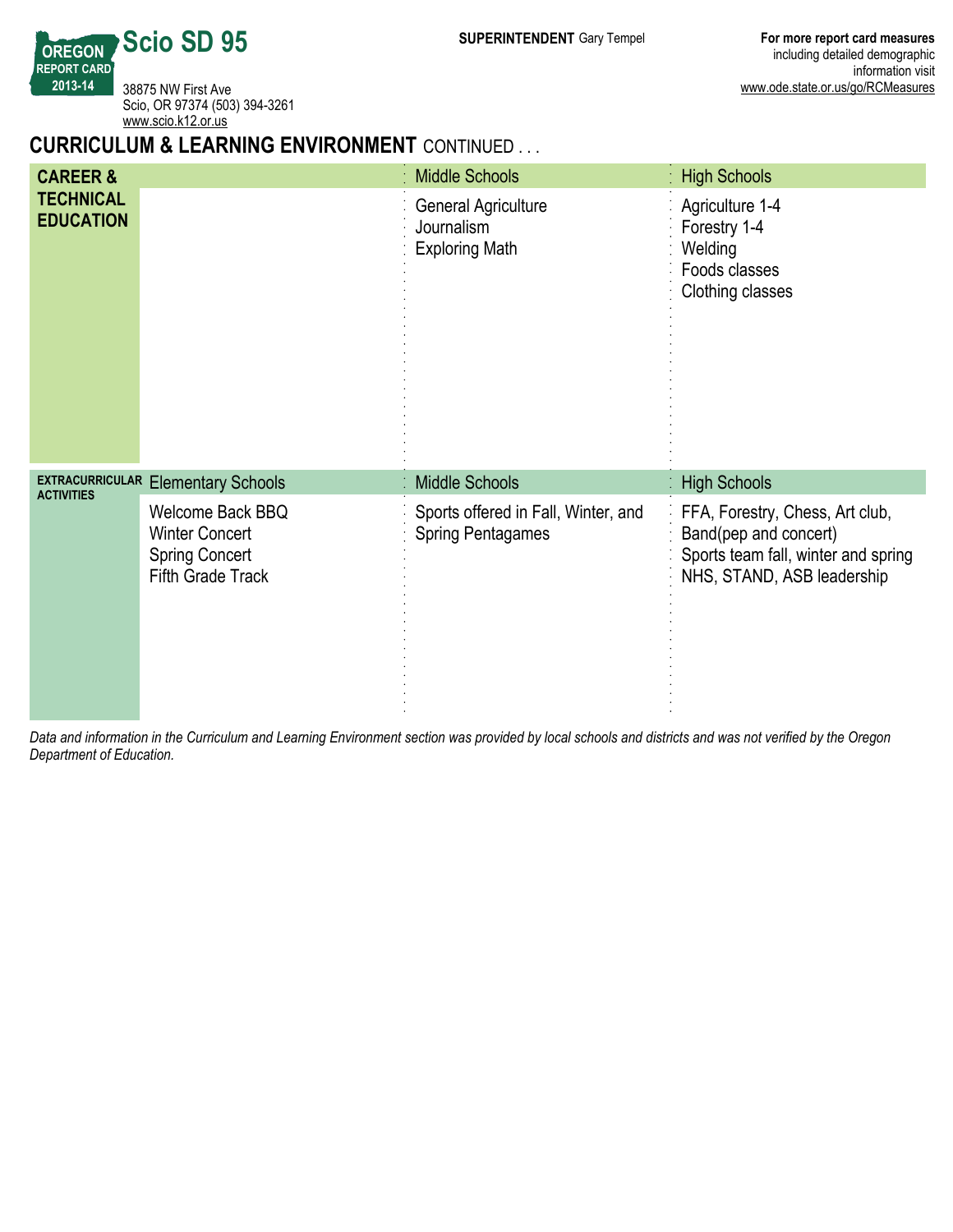**OREGON REPORT CARD 2013-14**

# Scio SD 95

38875 NW First Ave
Scio, OR 97374 (503) 394-3261
www.scio.k12.or.us

**SUPERINTENDENT** Gary Tempel

**For more report card measures** including detailed demographic information visit www.ode.state.or.us/go/RCMeasures

## CURRICULUM & LEARNING ENVIRONMENT CONTINUED . . .

| | | Middle Schools | High Schools |
|---|---|---|---|
| **CAREER & TECHNICAL EDUCATION** | | General Agriculture<br>Journalism<br>Exploring Math | Agriculture 1-4<br>Forestry 1-4<br>Welding<br>Foods classes<br>Clothing classes |

| | Elementary Schools | Middle Schools | High Schools |
|---|---|---|---|
| **EXTRACURRICULAR ACTIVITIES** | Welcome Back BBQ<br>Winter Concert<br>Spring Concert<br>Fifth Grade Track | Sports offered in Fall, Winter, and Spring Pentagames | FFA, Forestry, Chess, Art club, Band(pep and concert)<br>Sports team fall, winter and spring<br>NHS, STAND, ASB leadership |

*Data and information in the Curriculum and Learning Environment section was provided by local schools and districts and was not verified by the Oregon Department of Education.*